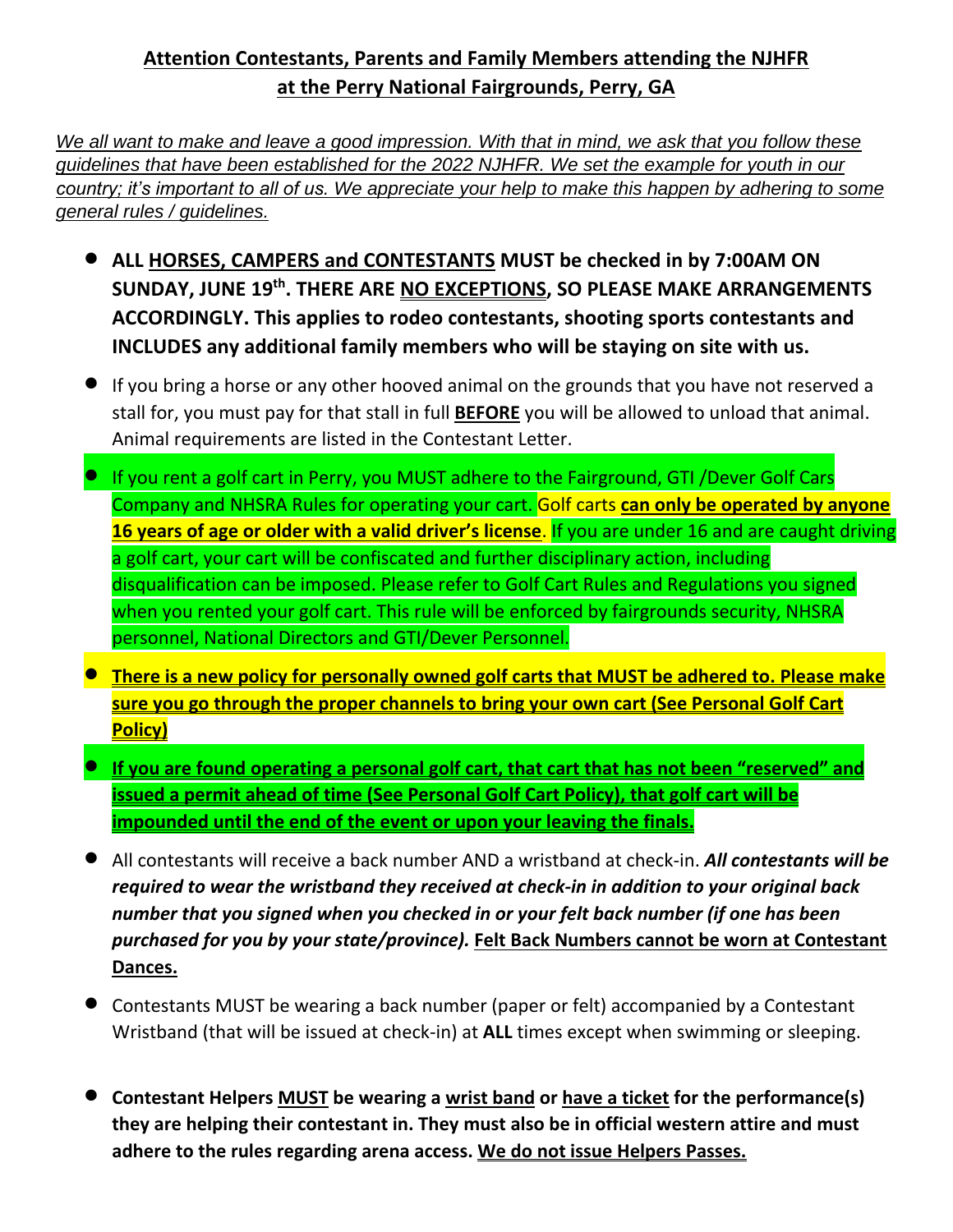**Attention Contestants, Parents and Family Members attending the NJHFR at the Perry National Fairgrounds, Perry, GA**

*We all want to make and leave a good impression. With that in mind, we ask that you follow these guidelines that have been established for the 2022 NJHFR. We set the example for youth in our country; it's important to all of us. We appreciate your help to make this happen by adhering to some general rules / guidelines.*

- **ALL HORSES, CAMPERS and CONTESTANTS MUST be checked in by 7:00AM ON SUNDAY, JUNE 19th. THERE ARE NO EXCEPTIONS, SO PLEASE MAKE ARRANGEMENTS ACCORDINGLY. This applies to rodeo contestants, shooting sports contestants and INCLUDES any additional family members who will be staying on site with us.**
- If you bring a horse or any other hooved animal on the grounds that you have not reserved a stall for, you must pay for that stall in full **BEFORE** you will be allowed to unload that animal. Animal requirements are listed in the Contestant Letter.
- If you rent a golf cart in Perry, you MUST adhere to the Fairground, GTI /Dever Golf Cars Company and NHSRA Rules for operating your cart. Golf carts **can only be operated by anyone 16 years of age or older with a valid driver's license**. If you are under 16 and are caught driving a golf cart, your cart will be confiscated and further disciplinary action, including disqualification can be imposed. Please refer to Golf Cart Rules and Regulations you signed when you rented your golf cart. This rule will be enforced by fairgrounds security, NHSRA personnel, National Directors and GTI/Dever Personnel.
- **There is a new policy for personally owned golf carts that MUST be adhered to. Please make sure you go through the proper channels to bring your own cart (See Personal Golf Cart Policy)**
- **If you are found operating a personal golf cart, that cart that has not been "reserved" and issued a permit ahead of time (See Personal Golf Cart Policy), that golf cart will be impounded until the end of the event or upon your leaving the finals.**
- All contestants will receive a back number AND a wristband at check-in. ***All contestants will be required to wear the wristband they received at check-in in addition to your original back number that you signed when you checked in or your felt back number (if one has been purchased for you by your state/province).*** **Felt Back Numbers cannot be worn at Contestant Dances.**
- Contestants MUST be wearing a back number (paper or felt) accompanied by a Contestant Wristband (that will be issued at check-in) at **ALL** times except when swimming or sleeping.
- **Contestant Helpers MUST be wearing a wrist band or have a ticket for the performance(s) they are helping their contestant in. They must also be in official western attire and must adhere to the rules regarding arena access. We do not issue Helpers Passes.**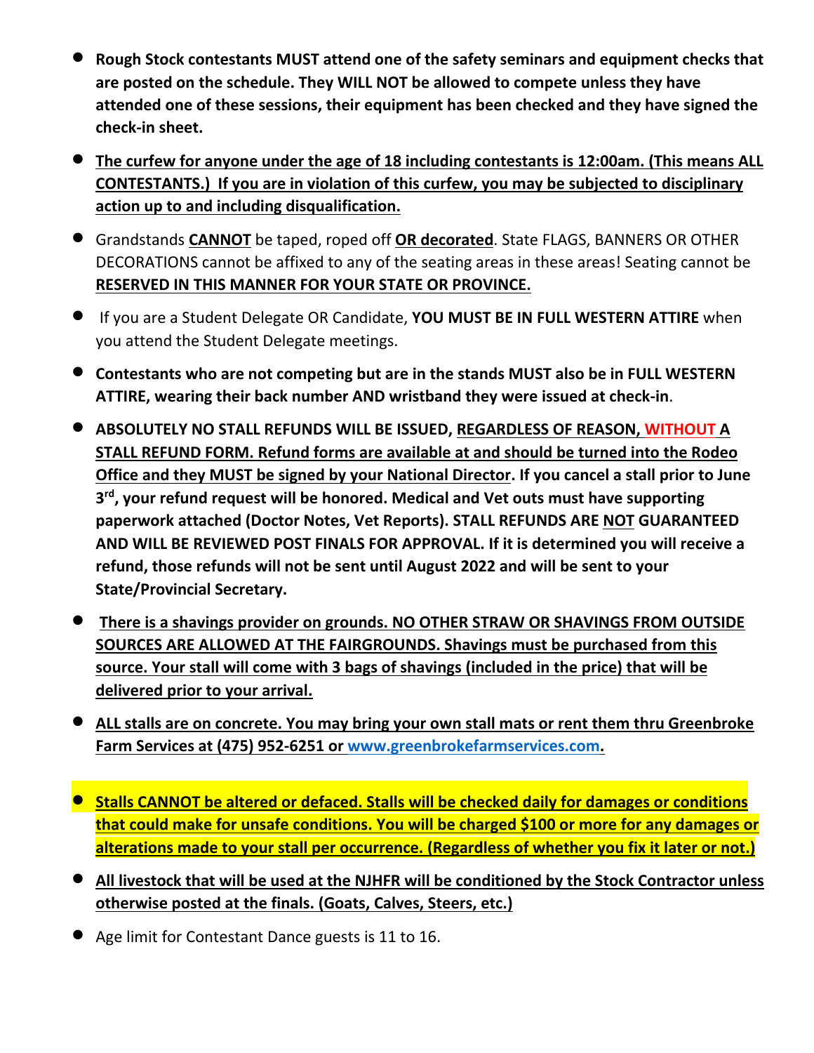- **Rough Stock contestants MUST attend one of the safety seminars and equipment checks that are posted on the schedule. They WILL NOT be allowed to compete unless they have attended one of these sessions, their equipment has been checked and they have signed the check-in sheet.**

- **The curfew for anyone under the age of 18 including contestants is 12:00am. (This means ALL CONTESTANTS.) If you are in violation of this curfew, you may be subjected to disciplinary action up to and including disqualification.**

- Grandstands **CANNOT** be taped, roped off **OR decorated**. State FLAGS, BANNERS OR OTHER DECORATIONS cannot be affixed to any of the seating areas in these areas! Seating cannot be **RESERVED IN THIS MANNER FOR YOUR STATE OR PROVINCE.**

- If you are a Student Delegate OR Candidate, **YOU MUST BE IN FULL WESTERN ATTIRE** when you attend the Student Delegate meetings.

- **Contestants who are not competing but are in the stands MUST also be in FULL WESTERN ATTIRE, wearing their back number AND wristband they were issued at check-in**.

- **ABSOLUTELY NO STALL REFUNDS WILL BE ISSUED, REGARDLESS OF REASON, WITHOUT A STALL REFUND FORM. Refund forms are available at and should be turned into the Rodeo Office and they MUST be signed by your National Director. If you cancel a stall prior to June 3rd, your refund request will be honored. Medical and Vet outs must have supporting paperwork attached (Doctor Notes, Vet Reports). STALL REFUNDS ARE NOT GUARANTEED AND WILL BE REVIEWED POST FINALS FOR APPROVAL. If it is determined you will receive a refund, those refunds will not be sent until August 2022 and will be sent to your State/Provincial Secretary.**

- **There is a shavings provider on grounds. NO OTHER STRAW OR SHAVINGS FROM OUTSIDE SOURCES ARE ALLOWED AT THE FAIRGROUNDS. Shavings must be purchased from this source. Your stall will come with 3 bags of shavings (included in the price) that will be delivered prior to your arrival.**

- **ALL stalls are on concrete. You may bring your own stall mats or rent them thru Greenbroke Farm Services at (475) 952-6251 or www.greenbrokefarmservices.com.**

- **Stalls CANNOT be altered or defaced. Stalls will be checked daily for damages or conditions that could make for unsafe conditions. You will be charged $100 or more for any damages or alterations made to your stall per occurrence. (Regardless of whether you fix it later or not.)**

- **All livestock that will be used at the NJHFR will be conditioned by the Stock Contractor unless otherwise posted at the finals. (Goats, Calves, Steers, etc.)**

- Age limit for Contestant Dance guests is 11 to 16.